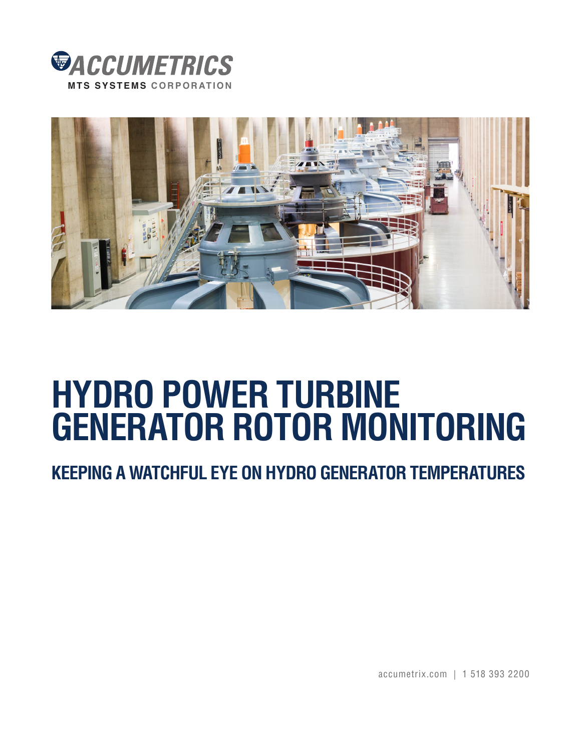ACCUMETRICS

MTS SYSTEMS CORPORATION

# HYDRO POWER TURBINE GENERATOR ROTOR MONITORING

## KEEPING A WATCHFUL EYE ON HYDRO GENERATOR TEMPERATURES

accumetrix.com | 1 518 393 2200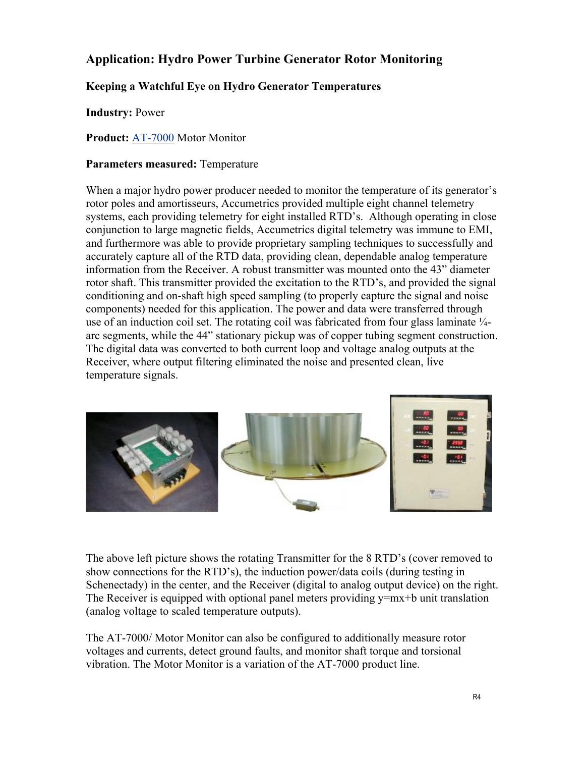## Application: Hydro Power Turbine Generator Rotor Monitoring

### Keeping a Watchful Eye on Hydro Generator Temperatures

**Industry:** Power

**Product:** AT-7000 Motor Monitor

**Parameters measured:** Temperature

When a major hydro power producer needed to monitor the temperature of its generator's rotor poles and amortisseurs, Accumetrics provided multiple eight channel telemetry systems, each providing telemetry for eight installed RTD's. Although operating in close conjunction to large magnetic fields, Accumetrics digital telemetry was immune to EMI, and furthermore was able to provide proprietary sampling techniques to successfully and accurately capture all of the RTD data, providing clean, dependable analog temperature information from the Receiver. A robust transmitter was mounted onto the 43" diameter rotor shaft. This transmitter provided the excitation to the RTD's, and provided the signal conditioning and on-shaft high speed sampling (to properly capture the signal and noise components) needed for this application. The power and data were transferred through use of an induction coil set. The rotating coil was fabricated from four glass laminate ¼-arc segments, while the 44" stationary pickup was of copper tubing segment construction. The digital data was converted to both current loop and voltage analog outputs at the Receiver, where output filtering eliminated the noise and presented clean, live temperature signals.

The above left picture shows the rotating Transmitter for the 8 RTD's (cover removed to show connections for the RTD's), the induction power/data coils (during testing in Schenectady) in the center, and the Receiver (digital to analog output device) on the right. The Receiver is equipped with optional panel meters providing y=mx+b unit translation (analog voltage to scaled temperature outputs).

The AT-7000/ Motor Monitor can also be configured to additionally measure rotor voltages and currents, detect ground faults, and monitor shaft torque and torsional vibration. The Motor Monitor is a variation of the AT-7000 product line.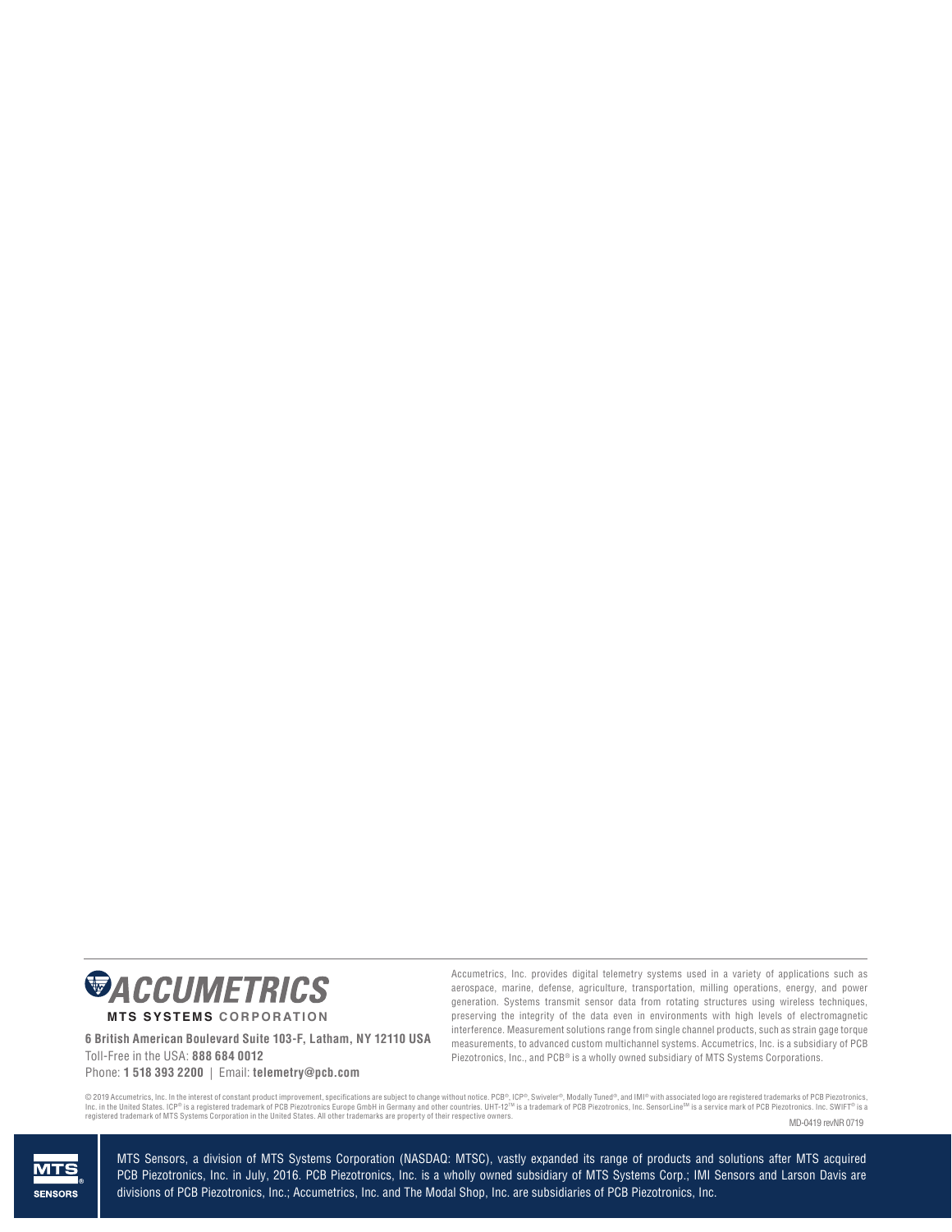**ACCUMETRICS**
**MTS SYSTEMS** CORPORATION

**6 British American Boulevard Suite 103-F, Latham, NY 12110 USA**
Toll-Free in the USA: **888 684 0012**
Phone: **1 518 393 2200** | Email: **telemetry@pcb.com**

Accumetrics, Inc. provides digital telemetry systems used in a variety of applications such as aerospace, marine, defense, agriculture, transportation, milling operations, energy, and power generation. Systems transmit sensor data from rotating structures using wireless techniques, preserving the integrity of the data even in environments with high levels of electromagnetic interference. Measurement solutions range from single channel products, such as strain gage torque measurements, to advanced custom multichannel systems. Accumetrics, Inc. is a subsidiary of PCB Piezotronics, Inc., and PCB® is a wholly owned subsidiary of MTS Systems Corporations.

© 2019 Accumetrics, Inc. In the interest of constant product improvement, specifications are subject to change without notice. PCB®, ICP®, Swiveler®, Modally Tuned®, and IMI® with associated logo are registered trademarks of PCB Piezotronics, Inc. in the United States. ICP® is a registered trademark of PCB Piezotronics Europe GmbH in Germany and other countries. UHT-12™ is a trademark of PCB Piezotronics, Inc. SensorLine℠ is a service mark of PCB Piezotronics. Inc. SWIFT® is a registered trademark of MTS Systems Corporation in the United States. All other trademarks are property of their respective owners.

MD-0419 revNR 0719

MTS SENSORS

MTS Sensors, a division of MTS Systems Corporation (NASDAQ: MTSC), vastly expanded its range of products and solutions after MTS acquired PCB Piezotronics, Inc. in July, 2016. PCB Piezotronics, Inc. is a wholly owned subsidiary of MTS Systems Corp.; IMI Sensors and Larson Davis are divisions of PCB Piezotronics, Inc.; Accumetrics, Inc. and The Modal Shop, Inc. are subsidiaries of PCB Piezotronics, Inc.